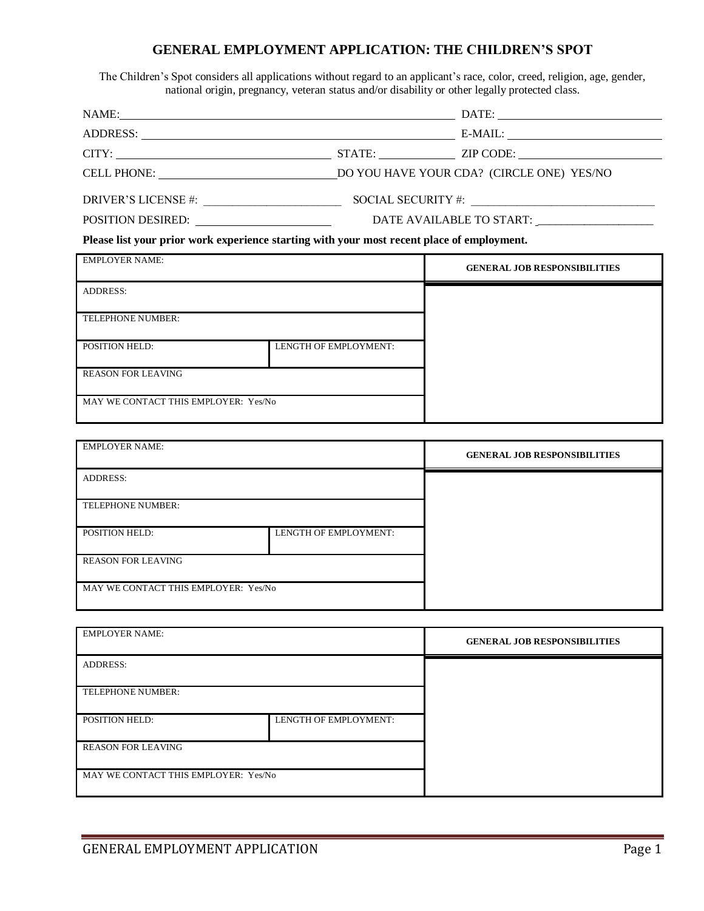# GENERAL EMPLOYMENT APPLICATION: THE CHILDREN'S SPOT

The Children's Spot considers all applications without regard to an applicant's race, color, creed, religion, age, gender, national origin, pregnancy, veteran status and/or disability or other legally protected class.

NAME: ______________________________ DATE: ______________________

ADDRESS: ______________________________ E-MAIL: ______________________

CITY: ______________________ STATE: __________ ZIP CODE: ______________________

CELL PHONE: ______________________ DO YOU HAVE YOUR CDA? (CIRCLE ONE) YES/NO

DRIVER'S LICENSE #: ______________________ SOCIAL SECURITY #: ______________________

POSITION DESIRED: ______________________ DATE AVAILABLE TO START: ______________________

**Please list your prior work experience starting with your most recent place of employment.**

| EMPLOYER NAME: | | **GENERAL JOB RESPONSIBILITIES** |
|---|---|---|
| ADDRESS: | | |
| TELEPHONE NUMBER: | | |
| POSITION HELD: | LENGTH OF EMPLOYMENT: | |
| REASON FOR LEAVING | | |
| MAY WE CONTACT THIS EMPLOYER: Yes/No | | |

| EMPLOYER NAME: | | **GENERAL JOB RESPONSIBILITIES** |
|---|---|---|
| ADDRESS: | | |
| TELEPHONE NUMBER: | | |
| POSITION HELD: | LENGTH OF EMPLOYMENT: | |
| REASON FOR LEAVING | | |
| MAY WE CONTACT THIS EMPLOYER: Yes/No | | |

| EMPLOYER NAME: | | **GENERAL JOB RESPONSIBILITIES** |
|---|---|---|
| ADDRESS: | | |
| TELEPHONE NUMBER: | | |
| POSITION HELD: | LENGTH OF EMPLOYMENT: | |
| REASON FOR LEAVING | | |
| MAY WE CONTACT THIS EMPLOYER: Yes/No | | |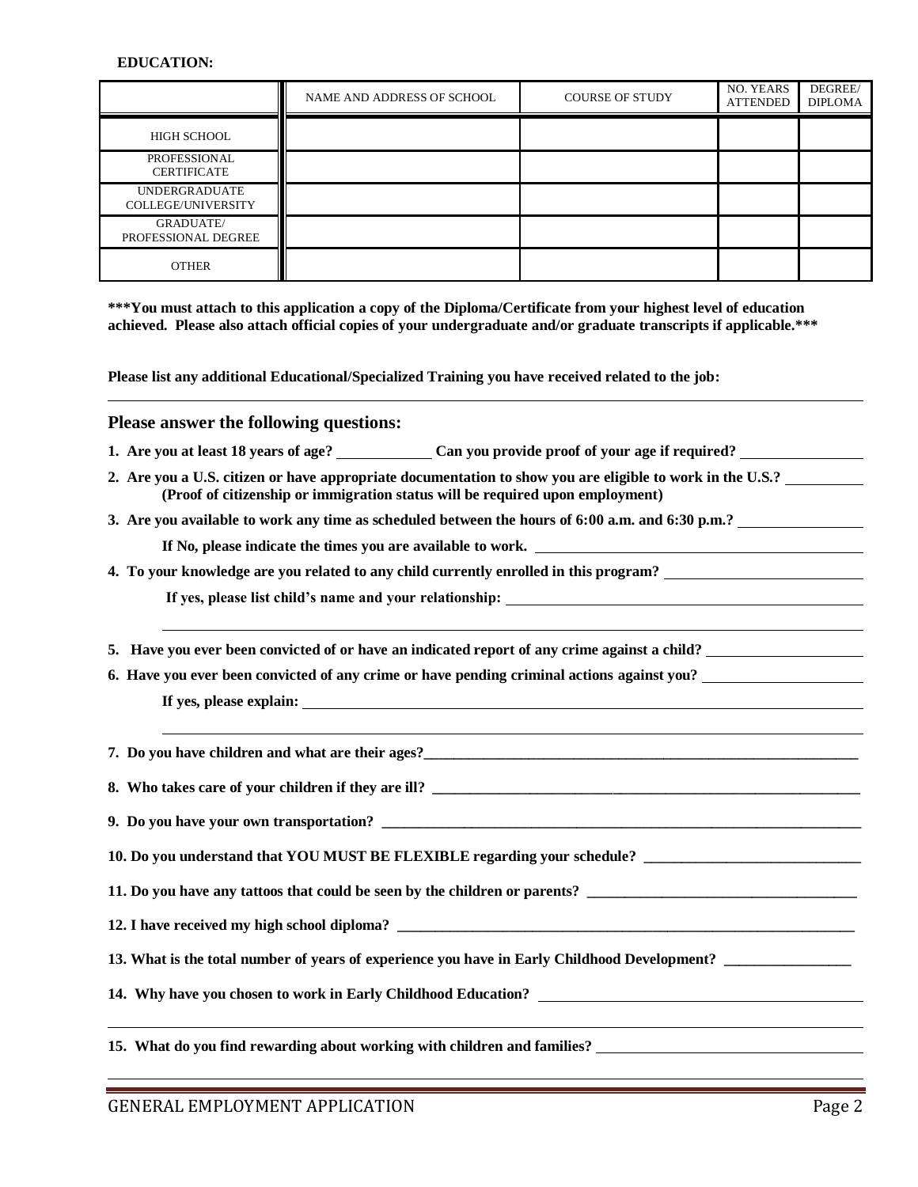**EDUCATION:**

| | NAME AND ADDRESS OF SCHOOL | COURSE OF STUDY | NO. YEARS ATTENDED | DEGREE/ DIPLOMA |
|---|---|---|---|---|
| HIGH SCHOOL | | | | |
| PROFESSIONAL CERTIFICATE | | | | |
| UNDERGRADUATE COLLEGE/UNIVERSITY | | | | |
| GRADUATE/ PROFESSIONAL DEGREE | | | | |
| OTHER | | | | |

**\*\*\*You must attach to this application a copy of the Diploma/Certificate from your highest level of education achieved. Please also attach official copies of your undergraduate and/or graduate transcripts if applicable.\*\*\***

**Please list any additional Educational/Specialized Training you have received related to the job:**

______________________________________________________________________________

## Please answer the following questions:

**1. Are you at least 18 years of age?** ____________ **Can you provide proof of your age if required?** ________________

**2. Are you a U.S. citizen or have appropriate documentation to show you are eligible to work in the U.S.?** __________
**(Proof of citizenship or immigration status will be required upon employment)**

**3. Are you available to work any time as scheduled between the hours of 6:00 a.m. and 6:30 p.m.?** ________________

**If No, please indicate the times you are available to work.** ____________________________________________

**4. To your knowledge are you related to any child currently enrolled in this program?** ___________________________

**If yes, please list child's name and your relationship:** _______________________________________________

______________________________________________________________________________

**5. Have you ever been convicted of or have an indicated report of any crime against a child?** ____________________

**6. Have you ever been convicted of any crime or have pending criminal actions against you?** ____________________

**If yes, please explain:** ____________________________________________________________________

______________________________________________________________________________

**7. Do you have children and what are their ages?**______________________________________________________________

**8. Who takes care of your children if they are ill?** ______________________________________________________________

**9. Do you have your own transportation?** ______________________________________________________________________

**10. Do you understand that YOU MUST BE FLEXIBLE regarding your schedule?** ____________________________

**11. Do you have any tattoos that could be seen by the children or parents?** ___________________________________

**12. I have received my high school diploma?** ______________________________________________________________

**13. What is the total number of years of experience you have in Early Childhood Development?** ________________

**14. Why have you chosen to work in Early Childhood Education?** ___________________________________________

______________________________________________________________________________

**15. What do you find rewarding about working with children and families?** __________________________________

______________________________________________________________________________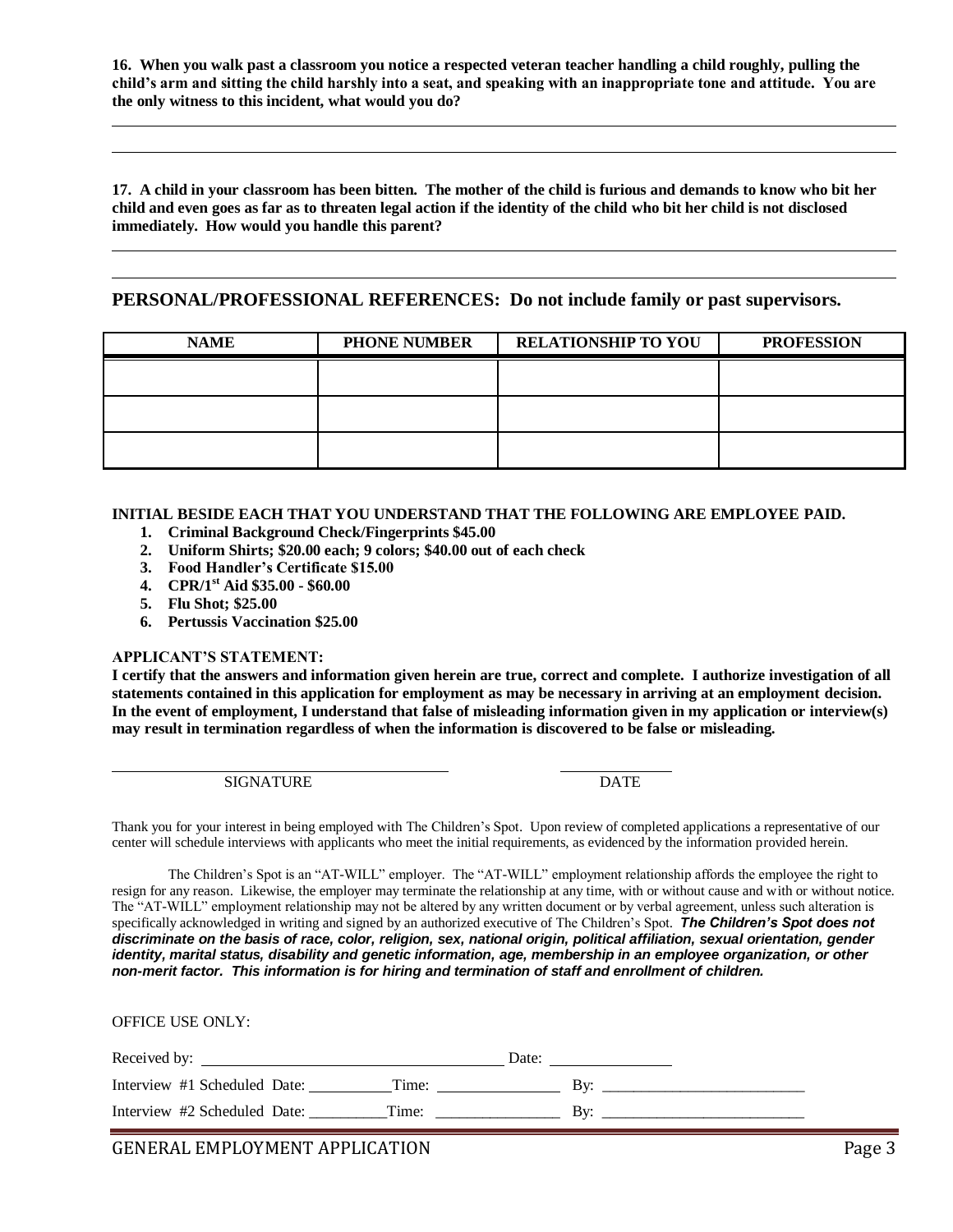**16. When you walk past a classroom you notice a respected veteran teacher handling a child roughly, pulling the child's arm and sitting the child harshly into a seat, and speaking with an inappropriate tone and attitude. You are the only witness to this incident, what would you do?**

______________________________________________________________________________

______________________________________________________________________________

**17. A child in your classroom has been bitten. The mother of the child is furious and demands to know who bit her child and even goes as far as to threaten legal action if the identity of the child who bit her child is not disclosed immediately. How would you handle this parent?**

______________________________________________________________________________

______________________________________________________________________________

## PERSONAL/PROFESSIONAL REFERENCES: Do not include family or past supervisors.

| NAME | PHONE NUMBER | RELATIONSHIP TO YOU | PROFESSION |
|---|---|---|---|
| | | | |
| | | | |
| | | | |

**INITIAL BESIDE EACH THAT YOU UNDERSTAND THAT THE FOLLOWING ARE EMPLOYEE PAID.**

1. **Criminal Background Check/Fingerprints $45.00**
2. **Uniform Shirts; $20.00 each; 9 colors; $40.00 out of each check**
3. **Food Handler's Certificate $15.00**
4. **CPR/1st Aid $35.00 - $60.00**
5. **Flu Shot; $25.00**
6. **Pertussis Vaccination $25.00**

**APPLICANT'S STATEMENT:**

**I certify that the answers and information given herein are true, correct and complete. I authorize investigation of all statements contained in this application for employment as may be necessary in arriving at an employment decision. In the event of employment, I understand that false of misleading information given in my application or interview(s) may result in termination regardless of when the information is discovered to be false or misleading.**

______________________________ SIGNATURE        ____________ DATE

Thank you for your interest in being employed with The Children's Spot. Upon review of completed applications a representative of our center will schedule interviews with applicants who meet the initial requirements, as evidenced by the information provided herein.

The Children's Spot is an "AT-WILL" employer. The "AT-WILL" employment relationship affords the employee the right to resign for any reason. Likewise, the employer may terminate the relationship at any time, with or without cause and with or without notice. The "AT-WILL" employment relationship may not be altered by any written document or by verbal agreement, unless such alteration is specifically acknowledged in writing and signed by an authorized executive of The Children's Spot. ***The Children's Spot does not discriminate on the basis of race, color, religion, sex, national origin, political affiliation, sexual orientation, gender identity, marital status, disability and genetic information, age, membership in an employee organization, or other non-merit factor. This information is for hiring and termination of staff and enrollment of children.***

OFFICE USE ONLY:

Received by: ______________________________ Date: ____________

Interview #1 Scheduled Date: __________ Time: ______________ By: ________________________

Interview #2 Scheduled Date: __________ Time: ______________ By: ________________________